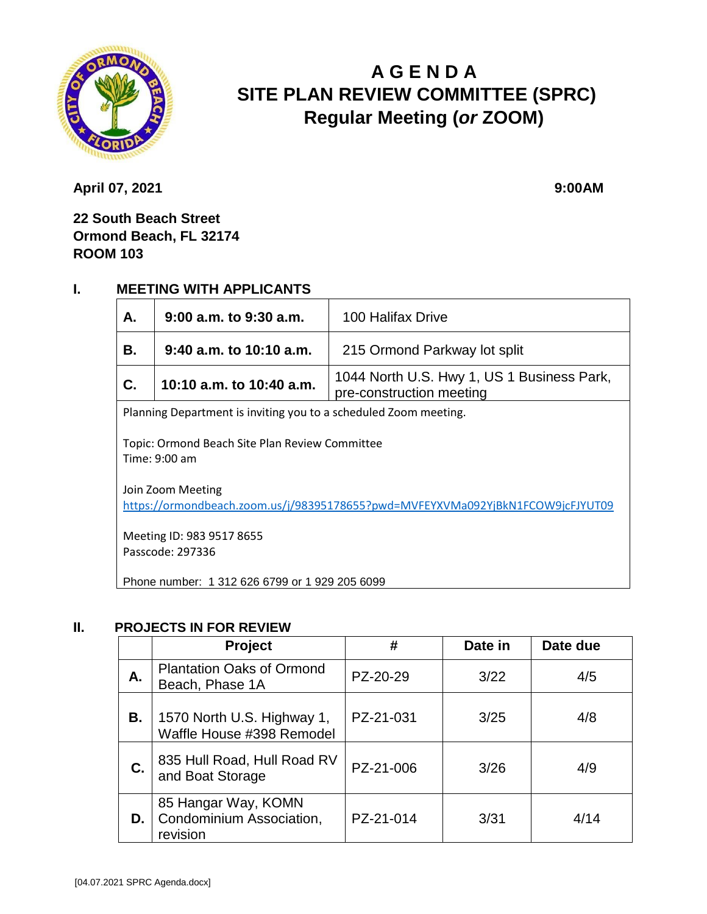# AGENDA
# SITE PLAN REVIEW COMMITTEE (SPRC)
# Regular Meeting (*or* ZOOM)

**April 07, 2021** **9:00AM**

**22 South Beach Street**
**Ormond Beach, FL 32174**
**ROOM 103**

## I. MEETING WITH APPLICANTS

| | | |
|---|---|---|
| **A.** | **9:00 a.m. to 9:30 a.m.** | 100 Halifax Drive |
| **B.** | **9:40 a.m. to 10:10 a.m.** | 215 Ormond Parkway lot split |
| **C.** | **10:10 a.m. to 10:40 a.m.** | 1044 North U.S. Hwy 1, US 1 Business Park, pre-construction meeting |

Planning Department is inviting you to a scheduled Zoom meeting.

Topic: Ormond Beach Site Plan Review Committee
Time: 9:00 am

Join Zoom Meeting
https://ormondbeach.zoom.us/j/98395178655?pwd=MVFEYXVMa092YjBkN1FCOW9jcFJYUT09

Meeting ID: 983 9517 8655
Passcode: 297336

Phone number: 1 312 626 6799 or 1 929 205 6099

## II. PROJECTS IN FOR REVIEW

| | Project | # | Date in | Date due |
|---|---|---|---|---|
| **A.** | Plantation Oaks of Ormond Beach, Phase 1A | PZ-20-29 | 3/22 | 4/5 |
| **B.** | 1570 North U.S. Highway 1, Waffle House #398 Remodel | PZ-21-031 | 3/25 | 4/8 |
| **C.** | 835 Hull Road, Hull Road RV and Boat Storage | PZ-21-006 | 3/26 | 4/9 |
| **D.** | 85 Hangar Way, KOMN Condominium Association, revision | PZ-21-014 | 3/31 | 4/14 |

[04.07.2021 SPRC Agenda.docx]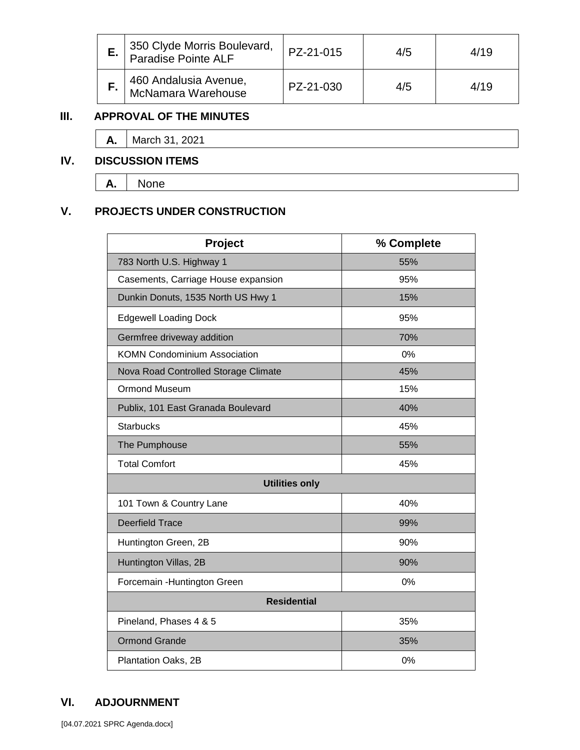| | | | | |
|---|---|---|---|---|
| **E.** | 350 Clyde Morris Boulevard, Paradise Pointe ALF | PZ-21-015 | 4/5 | 4/19 |
| **F.** | 460 Andalusia Avenue, McNamara Warehouse | PZ-21-030 | 4/5 | 4/19 |

## III. APPROVAL OF THE MINUTES

| | |
|---|---|
| **A.** | March 31, 2021 |

## IV. DISCUSSION ITEMS

| | |
|---|---|
| **A.** | None |

## V. PROJECTS UNDER CONSTRUCTION

| Project | % Complete |
|---|---|
| 783 North U.S. Highway 1 | 55% |
| Casements, Carriage House expansion | 95% |
| Dunkin Donuts, 1535 North US Hwy 1 | 15% |
| Edgewell Loading Dock | 95% |
| Germfree driveway addition | 70% |
| KOMN Condominium Association | 0% |
| Nova Road Controlled Storage Climate | 45% |
| Ormond Museum | 15% |
| Publix, 101 East Granada Boulevard | 40% |
| Starbucks | 45% |
| The Pumphouse | 55% |
| Total Comfort | 45% |
| **Utilities only** | |
| 101 Town & Country Lane | 40% |
| Deerfield Trace | 99% |
| Huntington Green, 2B | 90% |
| Huntington Villas, 2B | 90% |
| Forcemain -Huntington Green | 0% |
| **Residential** | |
| Pineland, Phases 4 & 5 | 35% |
| Ormond Grande | 35% |
| Plantation Oaks, 2B | 0% |

## VI. ADJOURNMENT

[04.07.2021 SPRC Agenda.docx]